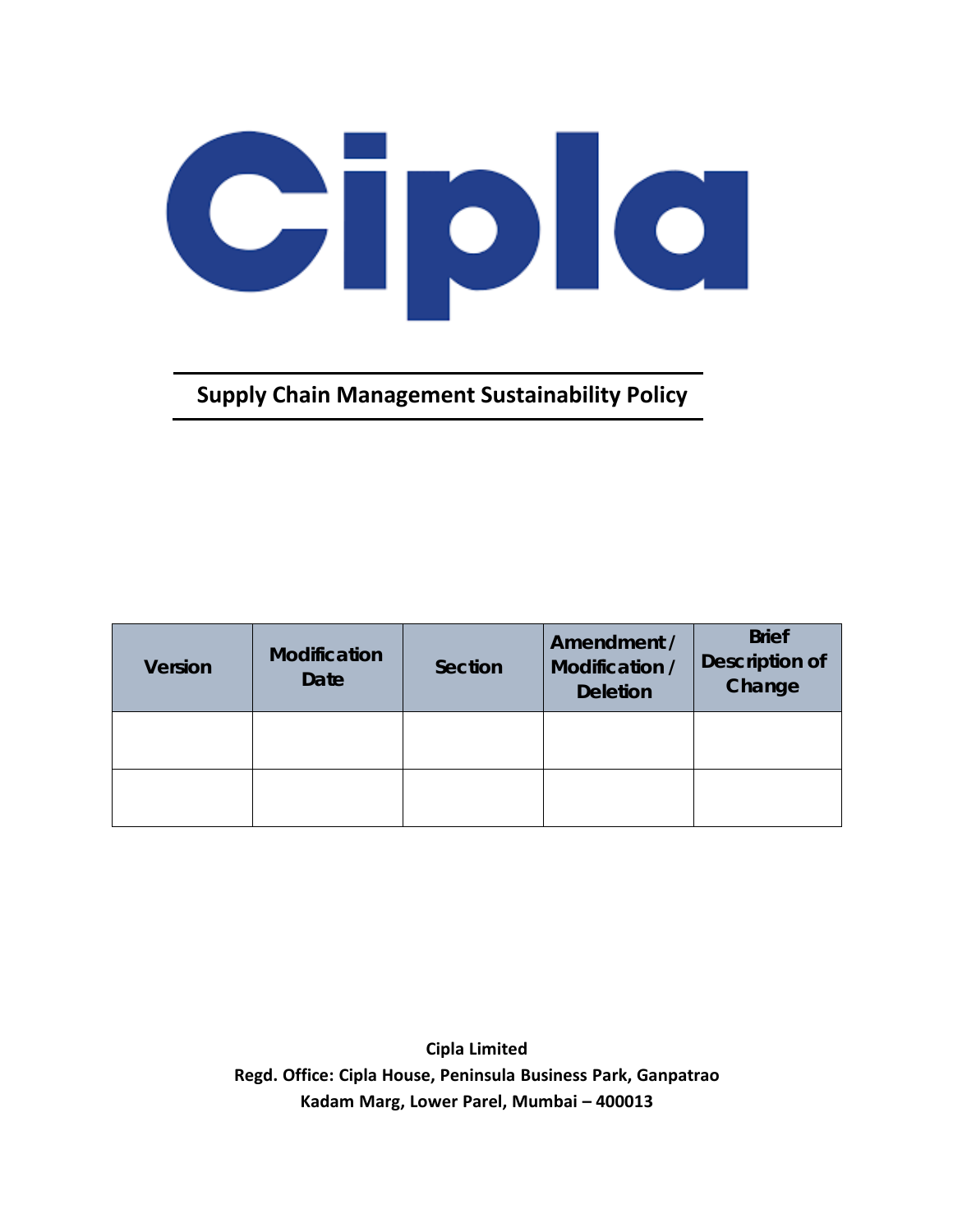# Cipla

## Supply Chain Management Sustainability Policy

| Version | Modification Date | Section | Amendment / Modification / Deletion | Brief Description of Change |
|---|---|---|---|---|
| | | | | |
| | | | | |

**Cipla Limited**
**Regd. Office: Cipla House, Peninsula Business Park, Ganpatrao Kadam Marg, Lower Parel, Mumbai – 400013**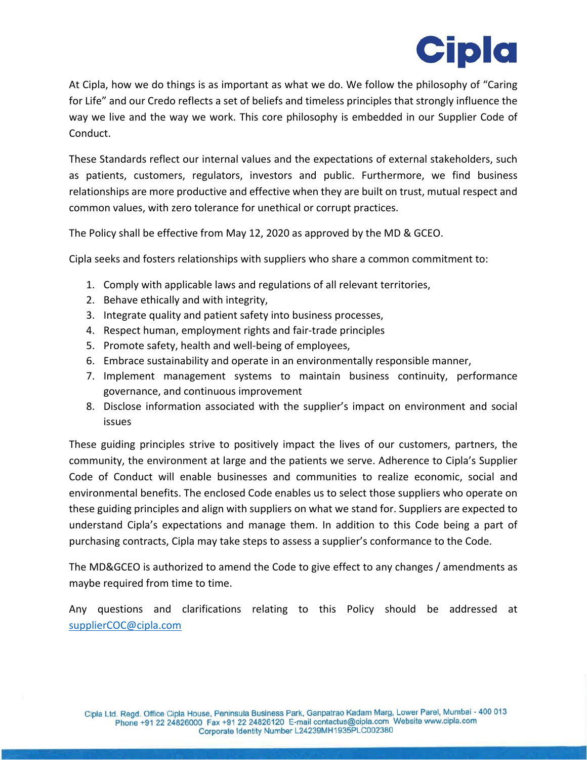At Cipla, how we do things is as important as what we do. We follow the philosophy of "Caring for Life" and our Credo reflects a set of beliefs and timeless principles that strongly influence the way we live and the way we work. This core philosophy is embedded in our Supplier Code of Conduct.

These Standards reflect our internal values and the expectations of external stakeholders, such as patients, customers, regulators, investors and public. Furthermore, we find business relationships are more productive and effective when they are built on trust, mutual respect and common values, with zero tolerance for unethical or corrupt practices.

The Policy shall be effective from May 12, 2020 as approved by the MD & GCEO.

Cipla seeks and fosters relationships with suppliers who share a common commitment to:

1. Comply with applicable laws and regulations of all relevant territories,
2. Behave ethically and with integrity,
3. Integrate quality and patient safety into business processes,
4. Respect human, employment rights and fair-trade principles
5. Promote safety, health and well-being of employees,
6. Embrace sustainability and operate in an environmentally responsible manner,
7. Implement management systems to maintain business continuity, performance governance, and continuous improvement
8. Disclose information associated with the supplier's impact on environment and social issues

These guiding principles strive to positively impact the lives of our customers, partners, the community, the environment at large and the patients we serve. Adherence to Cipla's Supplier Code of Conduct will enable businesses and communities to realize economic, social and environmental benefits. The enclosed Code enables us to select those suppliers who operate on these guiding principles and align with suppliers on what we stand for. Suppliers are expected to understand Cipla's expectations and manage them. In addition to this Code being a part of purchasing contracts, Cipla may take steps to assess a supplier's conformance to the Code.

The MD&GCEO is authorized to amend the Code to give effect to any changes / amendments as maybe required from time to time.

Any questions and clarifications relating to this Policy should be addressed at supplierCOC@cipla.com